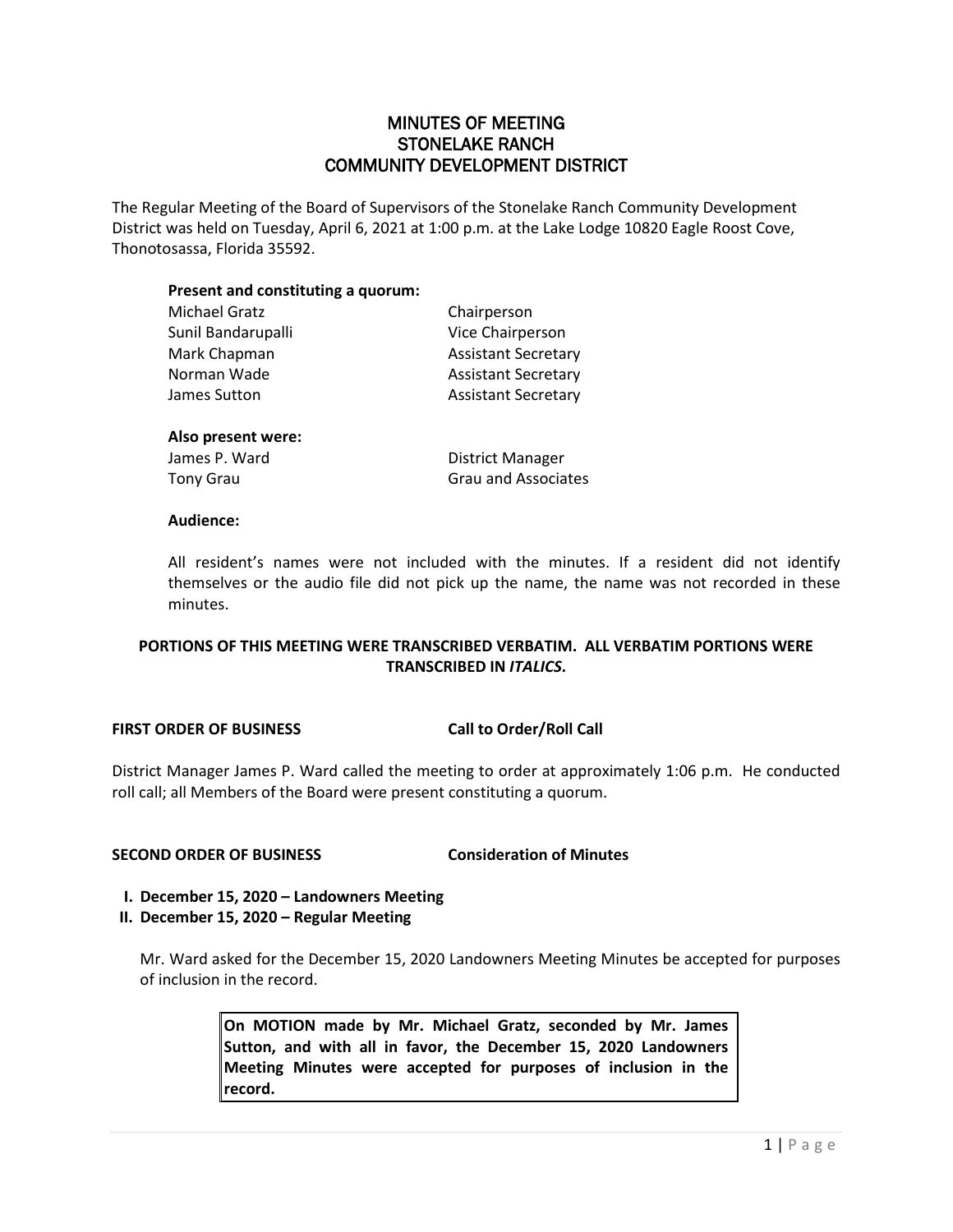# MINUTES OF MEETING
# STONELAKE RANCH
# COMMUNITY DEVELOPMENT DISTRICT

The Regular Meeting of the Board of Supervisors of the Stonelake Ranch Community Development District was held on Tuesday, April 6, 2021 at 1:00 p.m. at the Lake Lodge 10820 Eagle Roost Cove, Thonotosassa, Florida 35592.

**Present and constituting a quorum:**

| | |
|---|---|
| Michael Gratz | Chairperson |
| Sunil Bandarupalli | Vice Chairperson |
| Mark Chapman | Assistant Secretary |
| Norman Wade | Assistant Secretary |
| James Sutton | Assistant Secretary |

**Also present were:**

| | |
|---|---|
| James P. Ward | District Manager |
| Tony Grau | Grau and Associates |

**Audience:**

All resident's names were not included with the minutes. If a resident did not identify themselves or the audio file did not pick up the name, the name was not recorded in these minutes.

**PORTIONS OF THIS MEETING WERE TRANSCRIBED VERBATIM. ALL VERBATIM PORTIONS WERE TRANSCRIBED IN *ITALICS*.**

**FIRST ORDER OF BUSINESS** **Call to Order/Roll Call**

District Manager James P. Ward called the meeting to order at approximately 1:06 p.m. He conducted roll call; all Members of the Board were present constituting a quorum.

**SECOND ORDER OF BUSINESS** **Consideration of Minutes**

**I. December 15, 2020 – Landowners Meeting**
**II. December 15, 2020 – Regular Meeting**

Mr. Ward asked for the December 15, 2020 Landowners Meeting Minutes be accepted for purposes of inclusion in the record.

> **On MOTION made by Mr. Michael Gratz, seconded by Mr. James Sutton, and with all in favor, the December 15, 2020 Landowners Meeting Minutes were accepted for purposes of inclusion in the record.**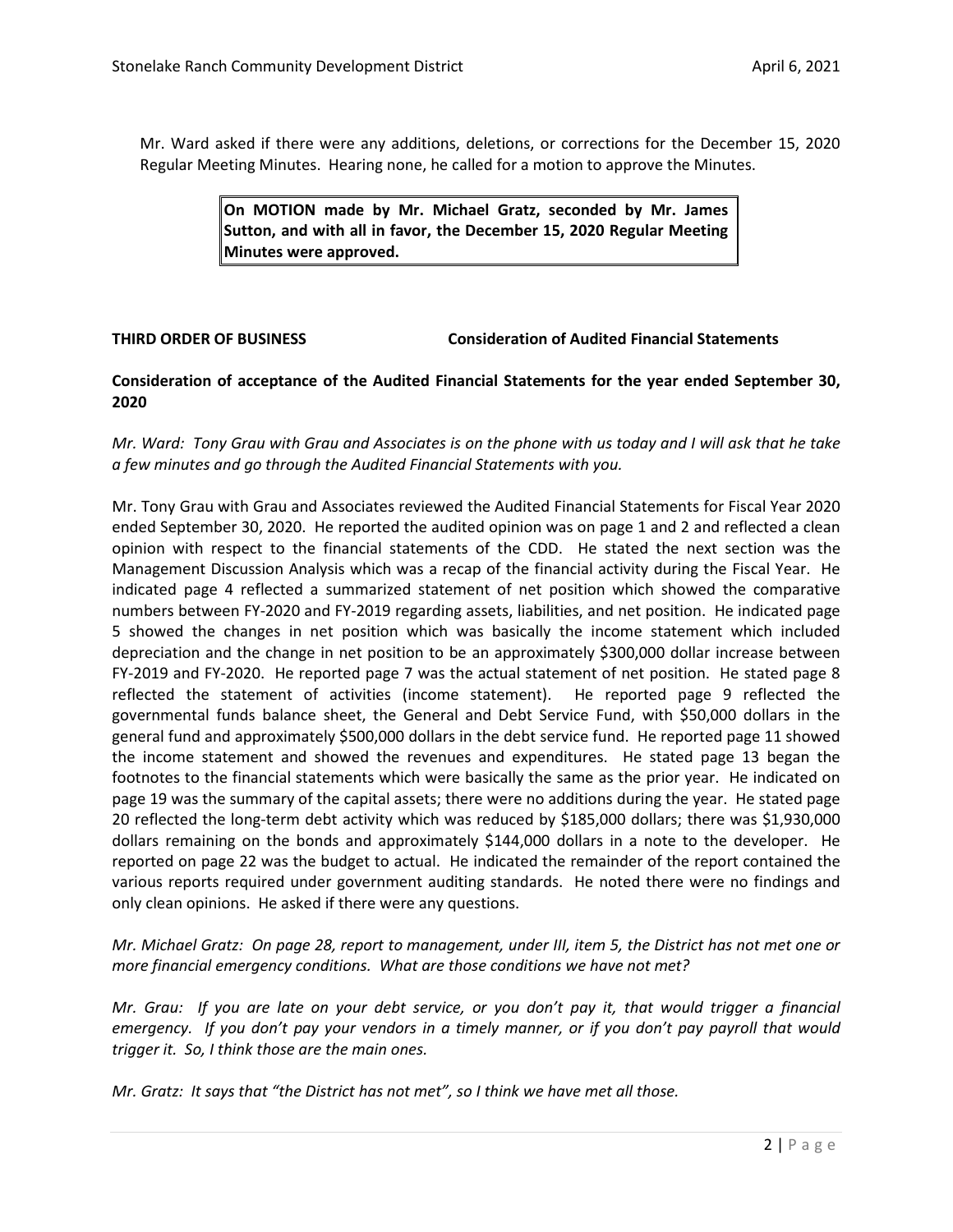Mr. Ward asked if there were any additions, deletions, or corrections for the December 15, 2020 Regular Meeting Minutes. Hearing none, he called for a motion to approve the Minutes.

> **On MOTION made by Mr. Michael Gratz, seconded by Mr. James Sutton, and with all in favor, the December 15, 2020 Regular Meeting Minutes were approved.**

**THIRD ORDER OF BUSINESS** **Consideration of Audited Financial Statements**

**Consideration of acceptance of the Audited Financial Statements for the year ended September 30, 2020**

*Mr. Ward: Tony Grau with Grau and Associates is on the phone with us today and I will ask that he take a few minutes and go through the Audited Financial Statements with you.*

Mr. Tony Grau with Grau and Associates reviewed the Audited Financial Statements for Fiscal Year 2020 ended September 30, 2020. He reported the audited opinion was on page 1 and 2 and reflected a clean opinion with respect to the financial statements of the CDD. He stated the next section was the Management Discussion Analysis which was a recap of the financial activity during the Fiscal Year. He indicated page 4 reflected a summarized statement of net position which showed the comparative numbers between FY-2020 and FY-2019 regarding assets, liabilities, and net position. He indicated page 5 showed the changes in net position which was basically the income statement which included depreciation and the change in net position to be an approximately $300,000 dollar increase between FY-2019 and FY-2020. He reported page 7 was the actual statement of net position. He stated page 8 reflected the statement of activities (income statement). He reported page 9 reflected the governmental funds balance sheet, the General and Debt Service Fund, with $50,000 dollars in the general fund and approximately $500,000 dollars in the debt service fund. He reported page 11 showed the income statement and showed the revenues and expenditures. He stated page 13 began the footnotes to the financial statements which were basically the same as the prior year. He indicated on page 19 was the summary of the capital assets; there were no additions during the year. He stated page 20 reflected the long-term debt activity which was reduced by $185,000 dollars; there was $1,930,000 dollars remaining on the bonds and approximately $144,000 dollars in a note to the developer. He reported on page 22 was the budget to actual. He indicated the remainder of the report contained the various reports required under government auditing standards. He noted there were no findings and only clean opinions. He asked if there were any questions.

*Mr. Michael Gratz: On page 28, report to management, under III, item 5, the District has not met one or more financial emergency conditions. What are those conditions we have not met?*

*Mr. Grau: If you are late on your debt service, or you don't pay it, that would trigger a financial emergency. If you don't pay your vendors in a timely manner, or if you don't pay payroll that would trigger it. So, I think those are the main ones.*

*Mr. Gratz: It says that "the District has not met", so I think we have met all those.*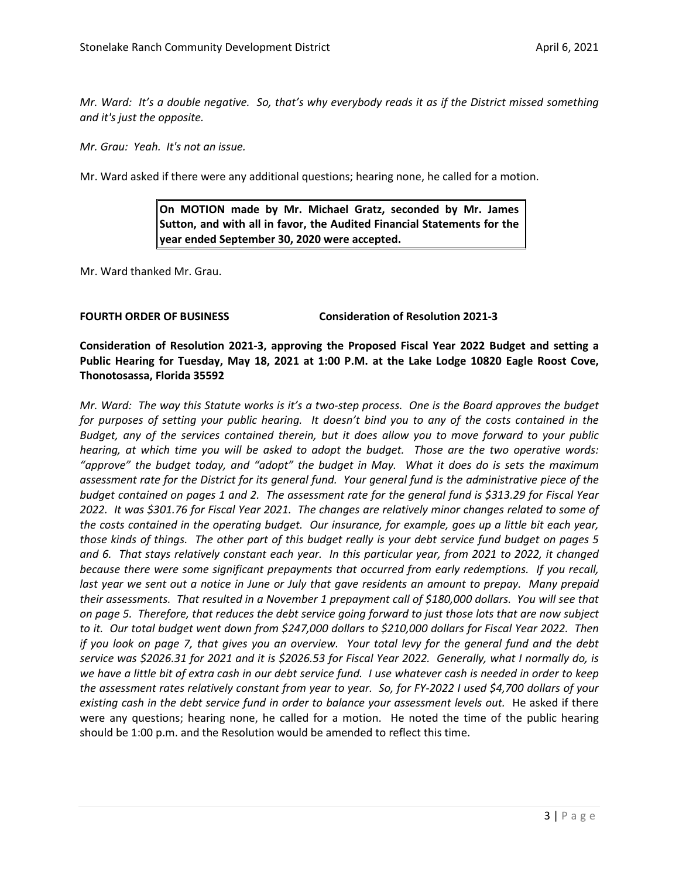*Mr. Ward: It's a double negative. So, that's why everybody reads it as if the District missed something and it's just the opposite.*

*Mr. Grau: Yeah. It's not an issue.*

Mr. Ward asked if there were any additional questions; hearing none, he called for a motion.

> **On MOTION made by Mr. Michael Gratz, seconded by Mr. James Sutton, and with all in favor, the Audited Financial Statements for the year ended September 30, 2020 were accepted.**

Mr. Ward thanked Mr. Grau.

**FOURTH ORDER OF BUSINESS Consideration of Resolution 2021-3**

**Consideration of Resolution 2021-3, approving the Proposed Fiscal Year 2022 Budget and setting a Public Hearing for Tuesday, May 18, 2021 at 1:00 P.M. at the Lake Lodge 10820 Eagle Roost Cove, Thonotosassa, Florida 35592**

*Mr. Ward: The way this Statute works is it's a two-step process. One is the Board approves the budget for purposes of setting your public hearing. It doesn't bind you to any of the costs contained in the Budget, any of the services contained therein, but it does allow you to move forward to your public hearing, at which time you will be asked to adopt the budget. Those are the two operative words: "approve" the budget today, and "adopt" the budget in May. What it does do is sets the maximum assessment rate for the District for its general fund. Your general fund is the administrative piece of the budget contained on pages 1 and 2. The assessment rate for the general fund is $313.29 for Fiscal Year 2022. It was $301.76 for Fiscal Year 2021. The changes are relatively minor changes related to some of the costs contained in the operating budget. Our insurance, for example, goes up a little bit each year, those kinds of things. The other part of this budget really is your debt service fund budget on pages 5 and 6. That stays relatively constant each year. In this particular year, from 2021 to 2022, it changed because there were some significant prepayments that occurred from early redemptions. If you recall, last year we sent out a notice in June or July that gave residents an amount to prepay. Many prepaid their assessments. That resulted in a November 1 prepayment call of $180,000 dollars. You will see that on page 5. Therefore, that reduces the debt service going forward to just those lots that are now subject to it. Our total budget went down from $247,000 dollars to $210,000 dollars for Fiscal Year 2022. Then if you look on page 7, that gives you an overview. Your total levy for the general fund and the debt service was $2026.31 for 2021 and it is $2026.53 for Fiscal Year 2022. Generally, what I normally do, is we have a little bit of extra cash in our debt service fund. I use whatever cash is needed in order to keep the assessment rates relatively constant from year to year. So, for FY-2022 I used $4,700 dollars of your existing cash in the debt service fund in order to balance your assessment levels out.* He asked if there were any questions; hearing none, he called for a motion. He noted the time of the public hearing should be 1:00 p.m. and the Resolution would be amended to reflect this time.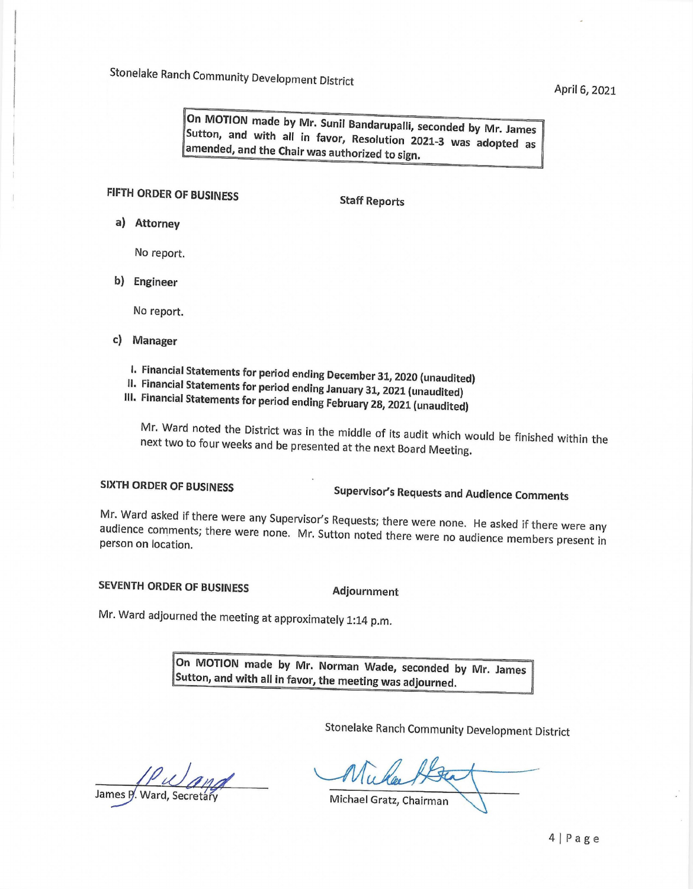Stonelake Ranch Community Development District

April 6, 2021

> **On MOTION made by Mr. Sunil Bandarupalli, seconded by Mr. James Sutton, and with all in favor, Resolution 2021-3 was adopted as amended, and the Chair was authorized to sign.**

## FIFTH ORDER OF BUSINESS — Staff Reports

**a) Attorney**

No report.

**b) Engineer**

No report.

**c) Manager**

I. **Financial Statements for period ending December 31, 2020 (unaudited)**
II. **Financial Statements for period ending January 31, 2021 (unaudited)**
III. **Financial Statements for period ending February 28, 2021 (unaudited)**

Mr. Ward noted the District was in the middle of its audit which would be finished within the next two to four weeks and be presented at the next Board Meeting.

## SIXTH ORDER OF BUSINESS — Supervisor's Requests and Audience Comments

Mr. Ward asked if there were any Supervisor's Requests; there were none. He asked if there were any audience comments; there were none. Mr. Sutton noted there were no audience members present in person on location.

## SEVENTH ORDER OF BUSINESS — Adjournment

Mr. Ward adjourned the meeting at approximately 1:14 p.m.

> **On MOTION made by Mr. Norman Wade, seconded by Mr. James Sutton, and with all in favor, the meeting was adjourned.**

Stonelake Ranch Community Development District

James P. Ward, Secretary

Michael Gratz, Chairman